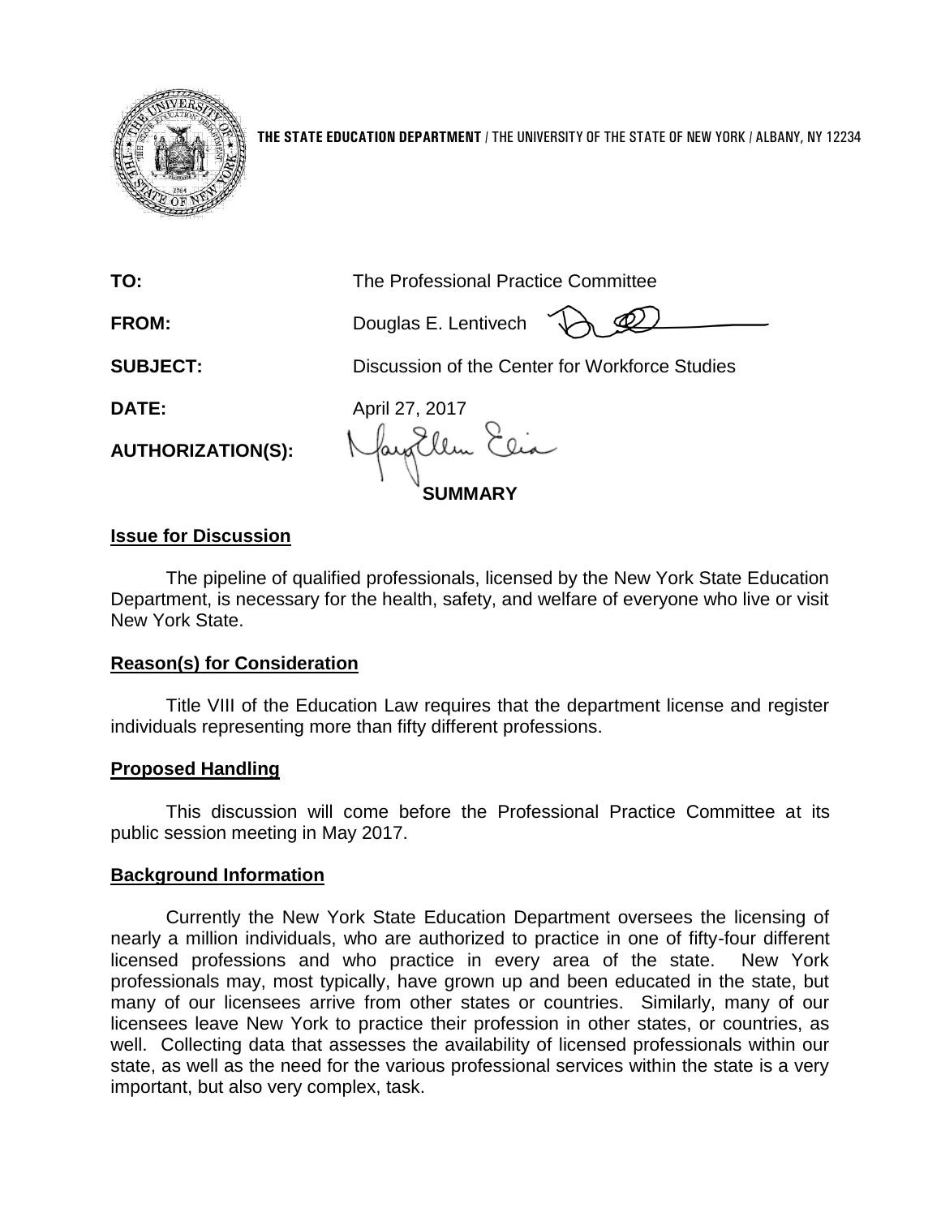**THE STATE EDUCATION DEPARTMENT** / THE UNIVERSITY OF THE STATE OF NEW YORK / ALBANY, NY 12234

**TO:** The Professional Practice Committee

**FROM:** Douglas E. Lentivech

**SUBJECT:** Discussion of the Center for Workforce Studies

**DATE:** April 27, 2017

**AUTHORIZATION(S):**

**SUMMARY**

**Issue for Discussion**

The pipeline of qualified professionals, licensed by the New York State Education Department, is necessary for the health, safety, and welfare of everyone who live or visit New York State.

**Reason(s) for Consideration**

Title VIII of the Education Law requires that the department license and register individuals representing more than fifty different professions.

**Proposed Handling**

This discussion will come before the Professional Practice Committee at its public session meeting in May 2017.

**Background Information**

Currently the New York State Education Department oversees the licensing of nearly a million individuals, who are authorized to practice in one of fifty-four different licensed professions and who practice in every area of the state. New York professionals may, most typically, have grown up and been educated in the state, but many of our licensees arrive from other states or countries. Similarly, many of our licensees leave New York to practice their profession in other states, or countries, as well. Collecting data that assesses the availability of licensed professionals within our state, as well as the need for the various professional services within the state is a very important, but also very complex, task.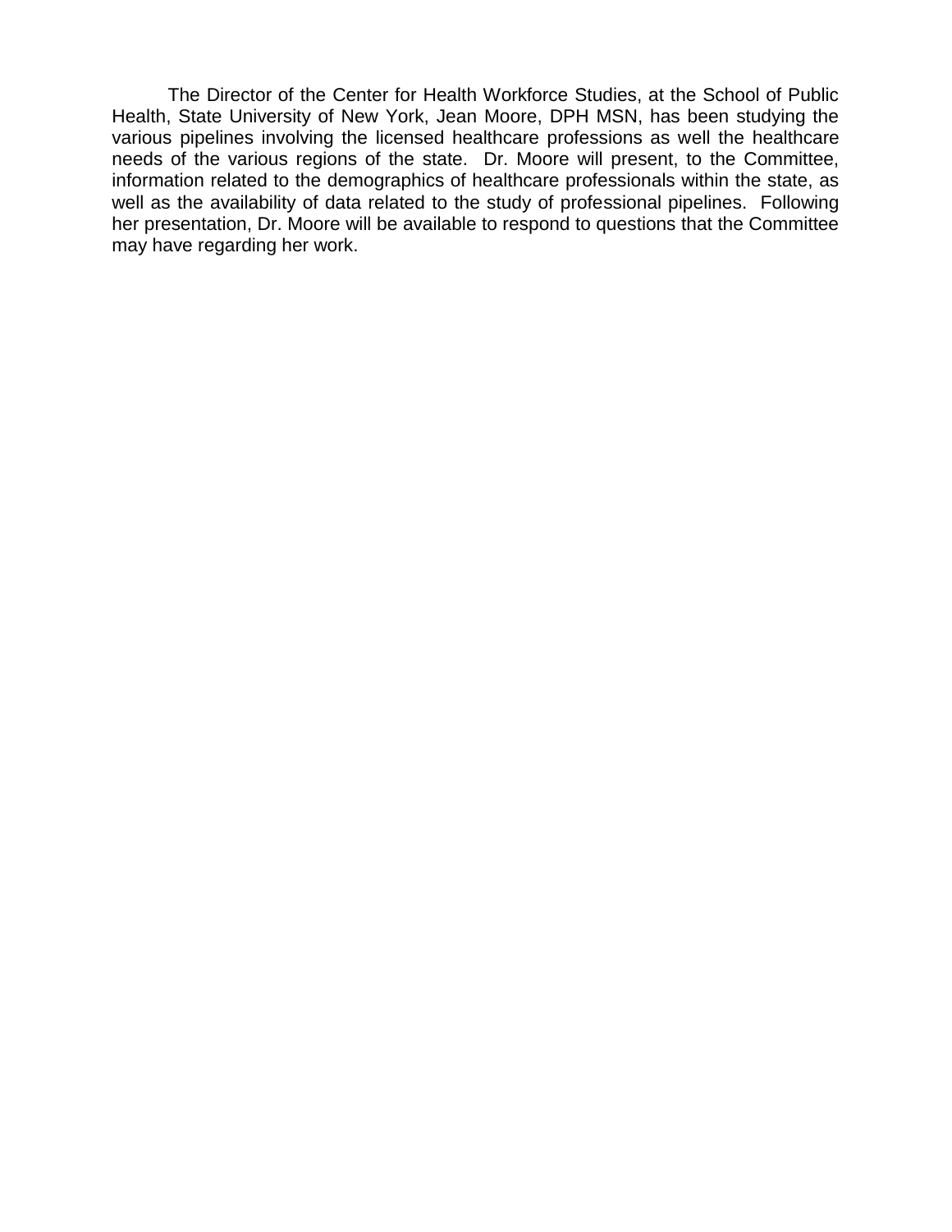The Director of the Center for Health Workforce Studies, at the School of Public Health, State University of New York, Jean Moore, DPH MSN, has been studying the various pipelines involving the licensed healthcare professions as well the healthcare needs of the various regions of the state. Dr. Moore will present, to the Committee, information related to the demographics of healthcare professionals within the state, as well as the availability of data related to the study of professional pipelines. Following her presentation, Dr. Moore will be available to respond to questions that the Committee may have regarding her work.